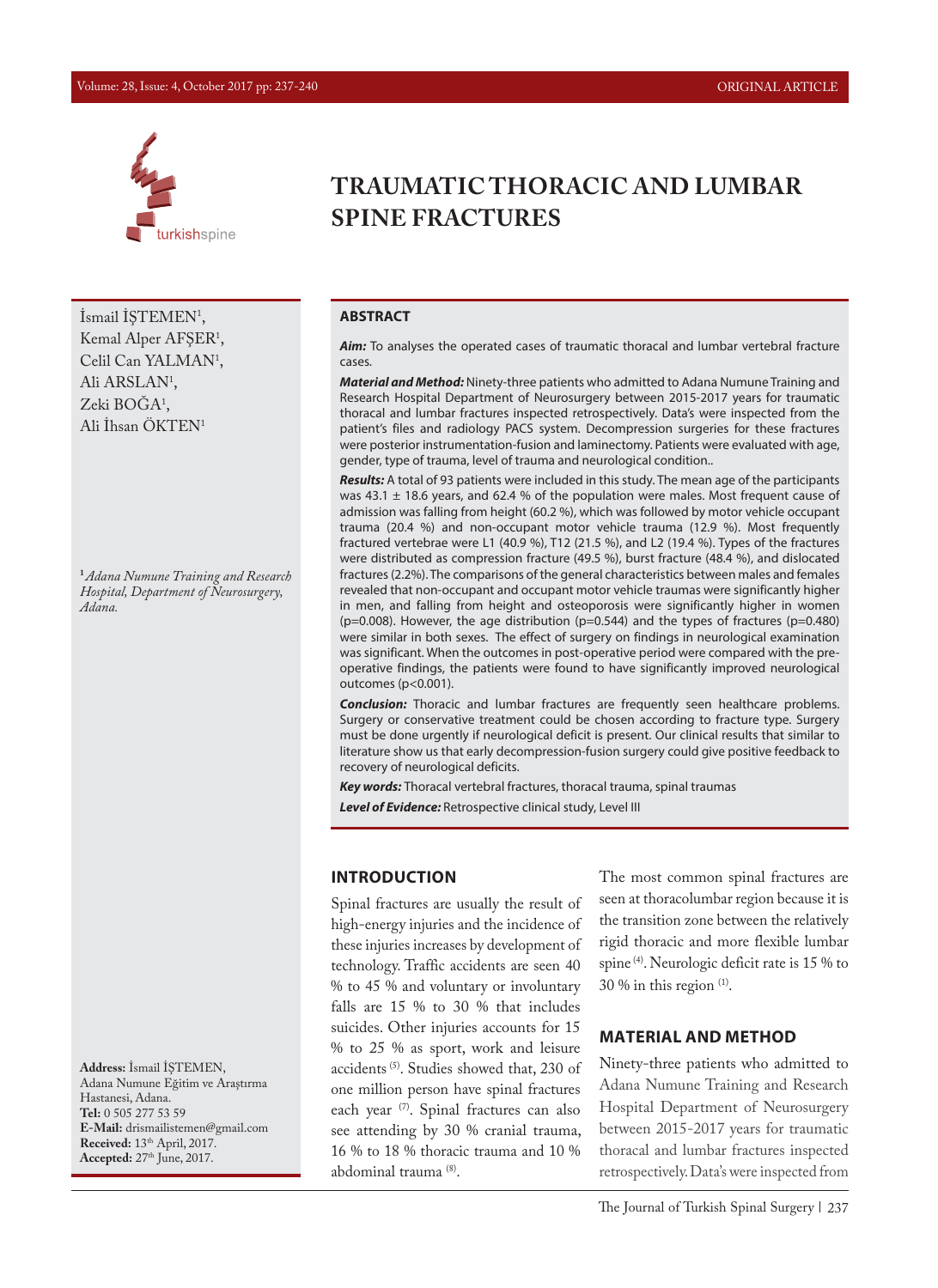# TRAUMATIC THORACIC AND LUMBAR SPINE FRACTURES

İsmail İŞTEMEN[1], Kemal Alper AFŞER[1], Celil Can YALMAN[1], Ali ARSLAN[1], Zeki BOĞA[1], Ali İhsan ÖKTEN[1]

[1] *Adana Numune Training and Research Hospital, Department of Neurosurgery, Adana.*

**Address:** İsmail İŞTEMEN, Adana Numune Eğitim ve Araştırma Hastanesi, Adana.
**Tel:** 0 505 277 53 59
**E-Mail:** drismailistemen@gmail.com
**Received:** 13th April, 2017.
**Accepted:** 27th June, 2017.

## ABSTRACT

***Aim:*** To analyses the operated cases of traumatic thoracal and lumbar vertebral fracture cases.

***Material and Method:*** Ninety-three patients who admitted to Adana Numune Training and Research Hospital Department of Neurosurgery between 2015-2017 years for traumatic thoracal and lumbar fractures inspected retrospectively. Data's were inspected from the patient's files and radiology PACS system. Decompression surgeries for these fractures were posterior instrumentation-fusion and laminectomy. Patients were evaluated with age, gender, type of trauma, level of trauma and neurological condition..

***Results:*** A total of 93 patients were included in this study. The mean age of the participants was 43.1 ± 18.6 years, and 62.4 % of the population were males. Most frequent cause of admission was falling from height (60.2 %), which was followed by motor vehicle occupant trauma (20.4 %) and non-occupant motor vehicle trauma (12.9 %). Most frequently fractured vertebrae were L1 (40.9 %), T12 (21.5 %), and L2 (19.4 %). Types of the fractures were distributed as compression fracture (49.5 %), burst fracture (48.4 %), and dislocated fractures (2.2%). The comparisons of the general characteristics between males and females revealed that non-occupant and occupant motor vehicle traumas were significantly higher in men, and falling from height and osteoporosis were significantly higher in women (p=0.008). However, the age distribution (p=0.544) and the types of fractures (p=0.480) were similar in both sexes. The effect of surgery on findings in neurological examination was significant. When the outcomes in post-operative period were compared with the pre-operative findings, the patients were found to have significantly improved neurological outcomes (p<0.001).

***Conclusion:*** Thoracic and lumbar fractures are frequently seen healthcare problems. Surgery or conservative treatment could be chosen according to fracture type. Surgery must be done urgently if neurological deficit is present. Our clinical results that similar to literature show us that early decompression-fusion surgery could give positive feedback to recovery of neurological deficits.

***Key words:*** Thoracal vertebral fractures, thoracal trauma, spinal traumas

***Level of Evidence:*** Retrospective clinical study, Level III

## INTRODUCTION

Spinal fractures are usually the result of high-energy injuries and the incidence of these injuries increases by development of technology. Traffic accidents are seen 40 % to 45 % and voluntary or involuntary falls are 15 % to 30 % that includes suicides. Other injuries accounts for 15 % to 25 % as sport, work and leisure accidents [5]. Studies showed that, 230 of one million person have spinal fractures each year [7]. Spinal fractures can also see attending by 30 % cranial trauma, 16 % to 18 % thoracic trauma and 10 % abdominal trauma [8].

The most common spinal fractures are seen at thoracolumbar region because it is the transition zone between the relatively rigid thoracic and more flexible lumbar spine [4]. Neurologic deficit rate is 15 % to 30 % in this region [1].

## MATERIAL AND METHOD

Ninety-three patients who admitted to Adana Numune Training and Research Hospital Department of Neurosurgery between 2015-2017 years for traumatic thoracal and lumbar fractures inspected retrospectively. Data's were inspected from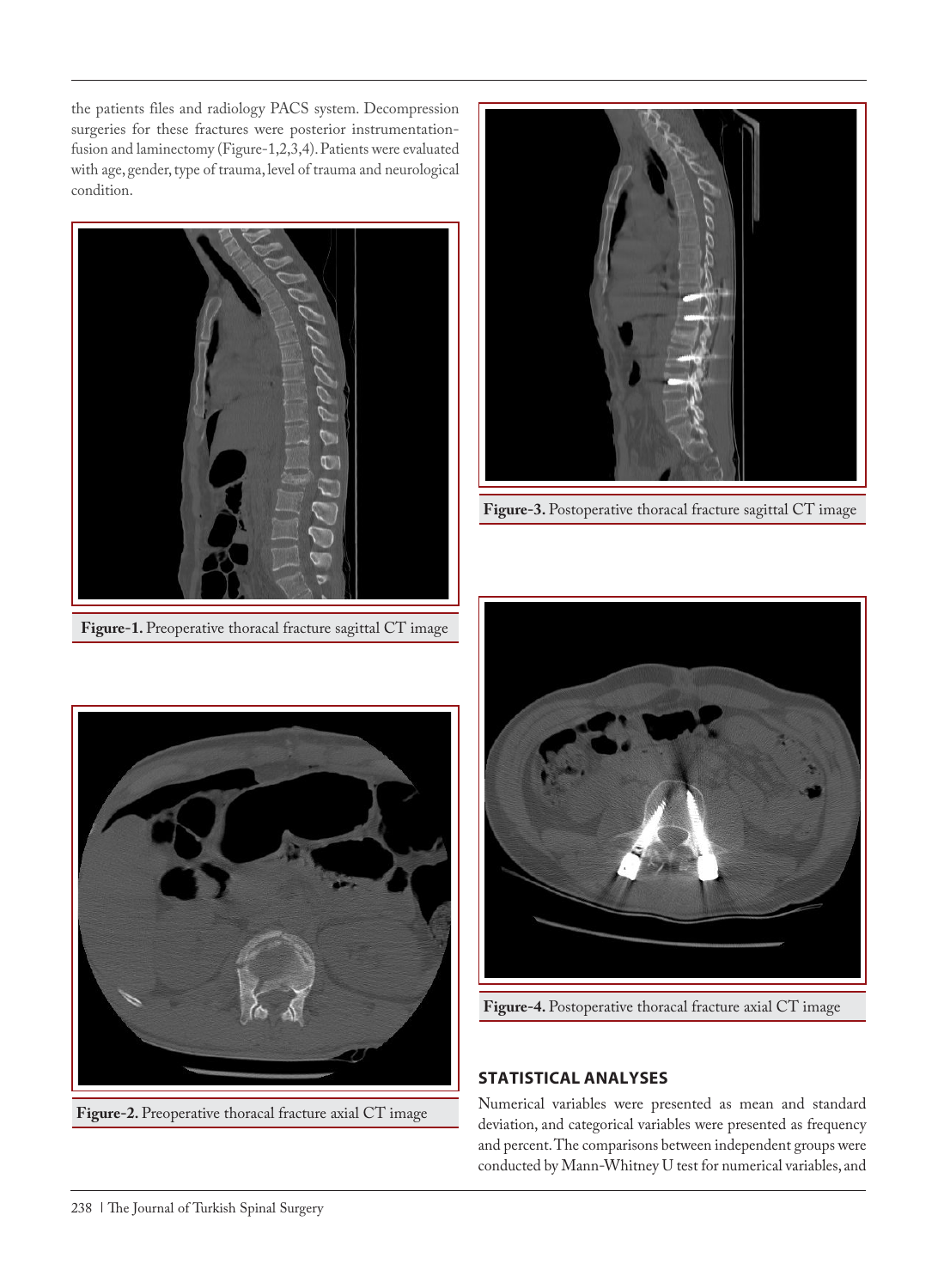the patients files and radiology PACS system. Decompression surgeries for these fractures were posterior instrumentation-fusion and laminectomy (Figure-1,2,3,4). Patients were evaluated with age, gender, type of trauma, level of trauma and neurological condition.

**Figure-1.** Preoperative thoracal fracture sagittal CT image

**Figure-2.** Preoperative thoracal fracture axial CT image

**Figure-3.** Postoperative thoracal fracture sagittal CT image

**Figure-4.** Postoperative thoracal fracture axial CT image

## STATISTICAL ANALYSES

Numerical variables were presented as mean and standard deviation, and categorical variables were presented as frequency and percent. The comparisons between independent groups were conducted by Mann-Whitney U test for numerical variables, and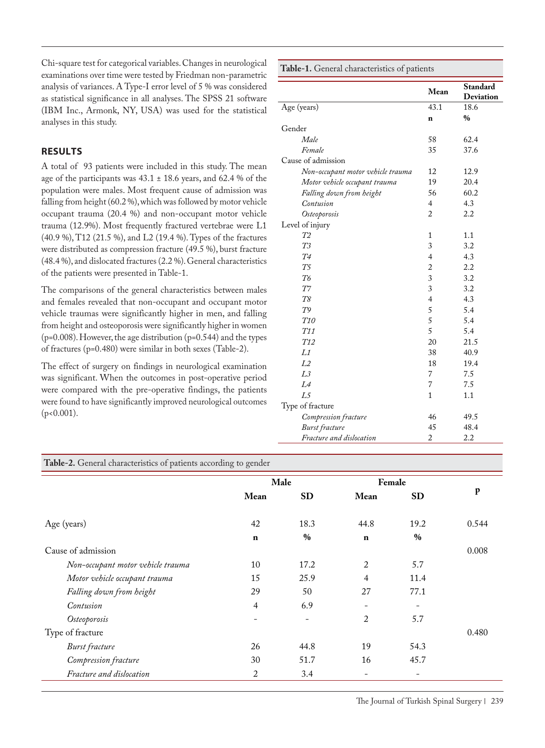Chi-square test for categorical variables. Changes in neurological examinations over time were tested by Friedman non-parametric analysis of variances. A Type-I error level of 5 % was considered as statistical significance in all analyses. The SPSS 21 software (IBM Inc., Armonk, NY, USA) was used for the statistical analyses in this study.

## RESULTS

A total of 93 patients were included in this study. The mean age of the participants was 43.1 ± 18.6 years, and 62.4 % of the population were males. Most frequent cause of admission was falling from height (60.2 %), which was followed by motor vehicle occupant trauma (20.4 %) and non-occupant motor vehicle trauma (12.9%). Most frequently fractured vertebrae were L1 (40.9 %), T12 (21.5 %), and L2 (19.4 %). Types of the fractures were distributed as compression fracture (49.5 %), burst fracture (48.4 %), and dislocated fractures (2.2 %). General characteristics of the patients were presented in Table-1.

The comparisons of the general characteristics between males and females revealed that non-occupant and occupant motor vehicle traumas were significantly higher in men, and falling from height and osteoporosis were significantly higher in women (p=0.008). However, the age distribution (p=0.544) and the types of fractures (p=0.480) were similar in both sexes (Table-2).

The effect of surgery on findings in neurological examination was significant. When the outcomes in post-operative period were compared with the pre-operative findings, the patients were found to have significantly improved neurological outcomes (p<0.001).

**Table-1.** General characteristics of patients

| | Mean | Standard Deviation |
|---|---|---|
| Age (years) | 43.1 | 18.6 |
| | **n** | **%** |
| Gender | | |
| *Male* | 58 | 62.4 |
| *Female* | 35 | 37.6 |
| Cause of admission | | |
| *Non-occupant motor vehicle trauma* | 12 | 12.9 |
| *Motor vehicle occupant trauma* | 19 | 20.4 |
| *Falling down from height* | 56 | 60.2 |
| *Contusion* | 4 | 4.3 |
| *Osteoporosis* | 2 | 2.2 |
| Level of injury | | |
| *T2* | 1 | 1.1 |
| *T3* | 3 | 3.2 |
| *T4* | 4 | 4.3 |
| *T5* | 2 | 2.2 |
| *T6* | 3 | 3.2 |
| *T7* | 3 | 3.2 |
| *T8* | 4 | 4.3 |
| *T9* | 5 | 5.4 |
| *T10* | 5 | 5.4 |
| *T11* | 5 | 5.4 |
| *T12* | 20 | 21.5 |
| *L1* | 38 | 40.9 |
| *L2* | 18 | 19.4 |
| *L3* | 7 | 7.5 |
| *L4* | 7 | 7.5 |
| *L5* | 1 | 1.1 |
| Type of fracture | | |
| *Compression fracture* | 46 | 49.5 |
| *Burst fracture* | 45 | 48.4 |
| *Fracture and dislocation* | 2 | 2.2 |

**Table-2.** General characteristics of patients according to gender

| | Male | | Female | | p |
|---|---|---|---|---|---|
| | **Mean** | **SD** | **Mean** | **SD** | |
| Age (years) | 42 | 18.3 | 44.8 | 19.2 | 0.544 |
| | **n** | **%** | **n** | **%** | |
| Cause of admission | | | | | 0.008 |
| *Non-occupant motor vehicle trauma* | 10 | 17.2 | 2 | 5.7 | |
| *Motor vehicle occupant trauma* | 15 | 25.9 | 4 | 11.4 | |
| *Falling down from height* | 29 | 50 | 27 | 77.1 | |
| *Contusion* | 4 | 6.9 | - | - | |
| *Osteoporosis* | - | - | 2 | 5.7 | |
| Type of fracture | | | | | 0.480 |
| *Burst fracture* | 26 | 44.8 | 19 | 54.3 | |
| *Compression fracture* | 30 | 51.7 | 16 | 45.7 | |
| *Fracture and dislocation* | 2 | 3.4 | - | - | |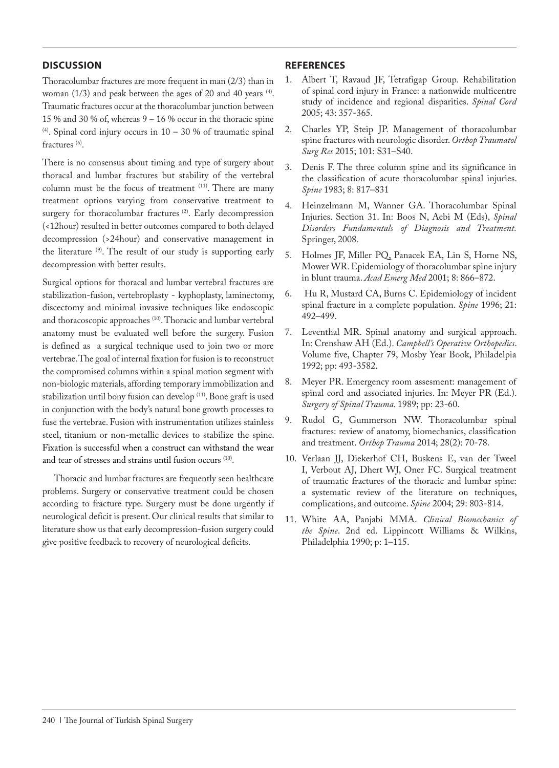## DISCUSSION

Thoracolumbar fractures are more frequent in man (2/3) than in woman (1/3) and peak between the ages of 20 and 40 years [4]. Traumatic fractures occur at the thoracolumbar junction between 15 % and 30 % of, whereas 9 – 16 % occur in the thoracic spine [4]. Spinal cord injury occurs in 10 – 30 % of traumatic spinal fractures [6].

There is no consensus about timing and type of surgery about thoracal and lumbar fractures but stability of the vertebral column must be the focus of treatment [11]. There are many treatment options varying from conservative treatment to surgery for thoracolumbar fractures [2]. Early decompression (<12hour) resulted in better outcomes compared to both delayed decompression (>24hour) and conservative management in the literature [9]. The result of our study is supporting early decompression with better results.

Surgical options for thoracal and lumbar vertebral fractures are stabilization-fusion, vertebroplasty - kyphoplasty, laminectomy, discectomy and minimal invasive techniques like endoscopic and thoracoscopic approaches [10]. Thoracic and lumbar vertebral anatomy must be evaluated well before the surgery. Fusion is defined as a surgical technique used to join two or more vertebrae. The goal of internal fixation for fusion is to reconstruct the compromised columns within a spinal motion segment with non-biologic materials, affording temporary immobilization and stabilization until bony fusion can develop [11]. Bone graft is used in conjunction with the body's natural bone growth processes to fuse the vertebrae. Fusion with instrumentation utilizes stainless steel, titanium or non-metallic devices to stabilize the spine. Fixation is successful when a construct can withstand the wear and tear of stresses and strains until fusion occurs [10].

Thoracic and lumbar fractures are frequently seen healthcare problems. Surgery or conservative treatment could be chosen according to fracture type. Surgery must be done urgently if neurological deficit is present. Our clinical results that similar to literature show us that early decompression-fusion surgery could give positive feedback to recovery of neurological deficits.

## REFERENCES

1. Albert T, Ravaud JF, Tetrafigap Group. Rehabilitation of spinal cord injury in France: a nationwide multicentre study of incidence and regional disparities. *Spinal Cord* 2005; 43: 357-365.
2. Charles YP, Steip JP. Management of thoracolumbar spine fractures with neurologic disorder. *Orthop Traumatol Surg Res* 2015; 101: S31–S40.
3. Denis F. The three column spine and its significance in the classification of acute thoracolumbar spinal injuries. *Spine* 1983; 8: 817–831
4. Heinzelmann M, Wanner GA. Thoracolumbar Spinal Injuries. Section 31. In: Boos N, Aebi M (Eds), *Spinal Disorders Fundamentals of Diagnosis and Treatment.* Springer, 2008.
5. Holmes JF, Miller PQ, Panacek EA, Lin S, Horne NS, Mower WR. Epidemiology of thoracolumbar spine injury in blunt trauma. *Acad Emerg Med* 2001; 8: 866–872.
6. Hu R, Mustard CA, Burns C. Epidemiology of incident spinal fracture in a complete population. *Spine* 1996; 21: 492–499.
7. Leventhal MR. Spinal anatomy and surgical approach. In: Crenshaw AH (Ed.). *Campbell's Operative Orthopedics*. Volume five, Chapter 79, Mosby Year Book, Philadelpia 1992; pp: 493-3582.
8. Meyer PR. Emergency room assesment: management of spinal cord and associated injuries. In: Meyer PR (Ed.). *Surgery of Spinal Trauma*. 1989; pp: 23-60.
9. Rudol G, Gummerson NW. Thoracolumbar spinal fractures: review of anatomy, biomechanics, classification and treatment. *Orthop Trauma* 2014; 28(2): 70-78.
10. Verlaan JJ, Diekerhof CH, Buskens E, van der Tweel I, Verbout AJ, Dhert WJ, Oner FC. Surgical treatment of traumatic fractures of the thoracic and lumbar spine: a systematic review of the literature on techniques, complications, and outcome. *Spine* 2004; 29: 803-814.
11. White AA, Panjabi MMA. *Clinical Biomechanics of the Spine*. 2nd ed. Lippincott Williams & Wilkins, Philadelphia 1990; p: 1–115.